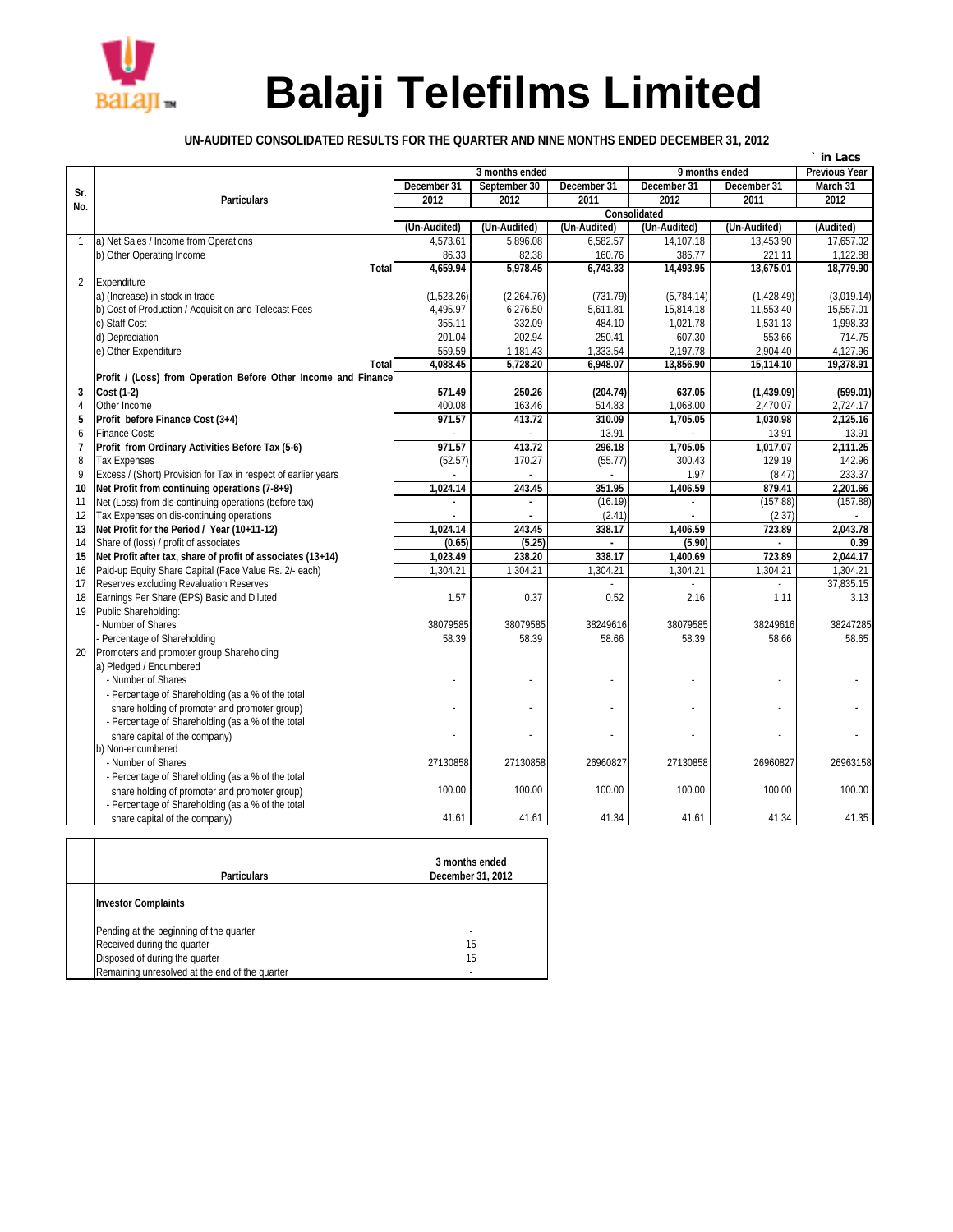# Balaji Telefilms Limited

**UN-AUDITED CONSOLIDATED RESULTS FOR THE QUARTER AND NINE MONTHS ENDED DECEMBER 31, 2012**

` in Lacs

| Sr. No. | Particulars | 3 months ended | | | 9 months ended | | Previous Year |
|---|---|---|---|---|---|---|---|
| | | December 31 2012 | September 30 2012 | December 31 2011 | December 31 2012 | December 31 2011 | March 31 2012 |
| | | Consolidated | | | | | |
| | | (Un-Audited) | (Un-Audited) | (Un-Audited) | (Un-Audited) | (Un-Audited) | (Audited) |
| 1 | a) Net Sales / Income from Operations | 4,573.61 | 5,896.08 | 6,582.57 | 14,107.18 | 13,453.90 | 17,657.02 |
| | b) Other Operating Income | 86.33 | 82.38 | 160.76 | 386.77 | 221.11 | 1,122.88 |
| | **Total** | **4,659.94** | **5,978.45** | **6,743.33** | **14,493.95** | **13,675.01** | **18,779.90** |
| 2 | Expenditure | | | | | | |
| | a) (Increase) in stock in trade | (1,523.26) | (2,264.76) | (731.79) | (5,784.14) | (1,428.49) | (3,019.14) |
| | b) Cost of Production / Acquisition and Telecast Fees | 4,495.97 | 6,276.50 | 5,611.81 | 15,814.18 | 11,553.40 | 15,557.01 |
| | c) Staff Cost | 355.11 | 332.09 | 484.10 | 1,021.78 | 1,531.13 | 1,998.33 |
| | d) Depreciation | 201.04 | 202.94 | 250.41 | 607.30 | 553.66 | 714.75 |
| | e) Other Expenditure | 559.59 | 1,181.43 | 1,333.54 | 2,197.78 | 2,904.40 | 4,127.96 |
| | **Total** | **4,088.45** | **5,728.20** | **6,948.07** | **13,856.90** | **15,114.10** | **19,378.91** |
| 3 | **Profit / (Loss) from Operation Before Other Income and Finance Cost (1-2)** | **571.49** | **250.26** | **(204.74)** | **637.05** | **(1,439.09)** | **(599.01)** |
| 4 | Other Income | 400.08 | 163.46 | 514.83 | 1,068.00 | 2,470.07 | 2,724.17 |
| 5 | **Profit before Finance Cost (3+4)** | **971.57** | **413.72** | **310.09** | **1,705.05** | **1,030.98** | **2,125.16** |
| 6 | Finance Costs | - | - | 13.91 | - | 13.91 | 13.91 |
| 7 | **Profit from Ordinary Activities Before Tax (5-6)** | **971.57** | **413.72** | **296.18** | **1,705.05** | **1,017.07** | **2,111.25** |
| 8 | Tax Expenses | (52.57) | 170.27 | (55.77) | 300.43 | 129.19 | 142.96 |
| 9 | Excess / (Short) Provision for Tax in respect of earlier years | - | - | - | 1.97 | (8.47) | 233.37 |
| 10 | **Net Profit from continuing operations (7-8+9)** | **1,024.14** | **243.45** | **351.95** | **1,406.59** | **879.41** | **2,201.66** |
| 11 | Net (Loss) from dis-continuing operations (before tax) | - | - | (16.19) | - | (157.88) | (157.88) |
| 12 | Tax Expenses on dis-continuing operations | - | - | (2.41) | - | (2.37) | - |
| 13 | **Net Profit for the Period / Year (10+11-12)** | **1,024.14** | **243.45** | **338.17** | **1,406.59** | **723.89** | **2,043.78** |
| 14 | Share of (loss) / profit of associates | (0.65) | (5.25) | - | (5.90) | - | 0.39 |
| 15 | **Net Profit after tax, share of profit of associates (13+14)** | **1,023.49** | **238.20** | **338.17** | **1,400.69** | **723.89** | **2,044.17** |
| 16 | Paid-up Equity Share Capital (Face Value Rs. 2/- each) | 1,304.21 | 1,304.21 | 1,304.21 | 1,304.21 | 1,304.21 | 1,304.21 |
| 17 | Reserves excluding Revaluation Reserves | | | - | - | - | 37,835.15 |
| 18 | Earnings Per Share (EPS) Basic and Diluted | 1.57 | 0.37 | 0.52 | 2.16 | 1.11 | 3.13 |
| 19 | Public Shareholding: | | | | | | |
| | - Number of Shares | 38079585 | 38079585 | 38249616 | 38079585 | 38249616 | 38247285 |
| | - Percentage of Shareholding | 58.39 | 58.39 | 58.66 | 58.39 | 58.66 | 58.65 |
| 20 | Promoters and promoter group Shareholding | | | | | | |
| | a) Pledged / Encumbered | | | | | | |
| | - Number of Shares | - | - | - | - | - | - |
| | - Percentage of Shareholding (as a % of the total share holding of promoter and promoter group) | - | - | - | - | - | - |
| | - Percentage of Shareholding (as a % of the total share capital of the company) | - | - | - | - | - | - |
| | b) Non-encumbered | | | | | | |
| | - Number of Shares | 27130858 | 27130858 | 26960827 | 27130858 | 26960827 | 26963158 |
| | - Percentage of Shareholding (as a % of the total share holding of promoter and promoter group) | 100.00 | 100.00 | 100.00 | 100.00 | 100.00 | 100.00 |
| | - Percentage of Shareholding (as a % of the total share capital of the company) | 41.61 | 41.61 | 41.34 | 41.61 | 41.34 | 41.35 |

| Particulars | 3 months ended December 31, 2012 |
|---|---|
| **Investor Complaints** | |
| Pending at the beginning of the quarter | - |
| Received during the quarter | 15 |
| Disposed of during the quarter | 15 |
| Remaining unresolved at the end of the quarter | - |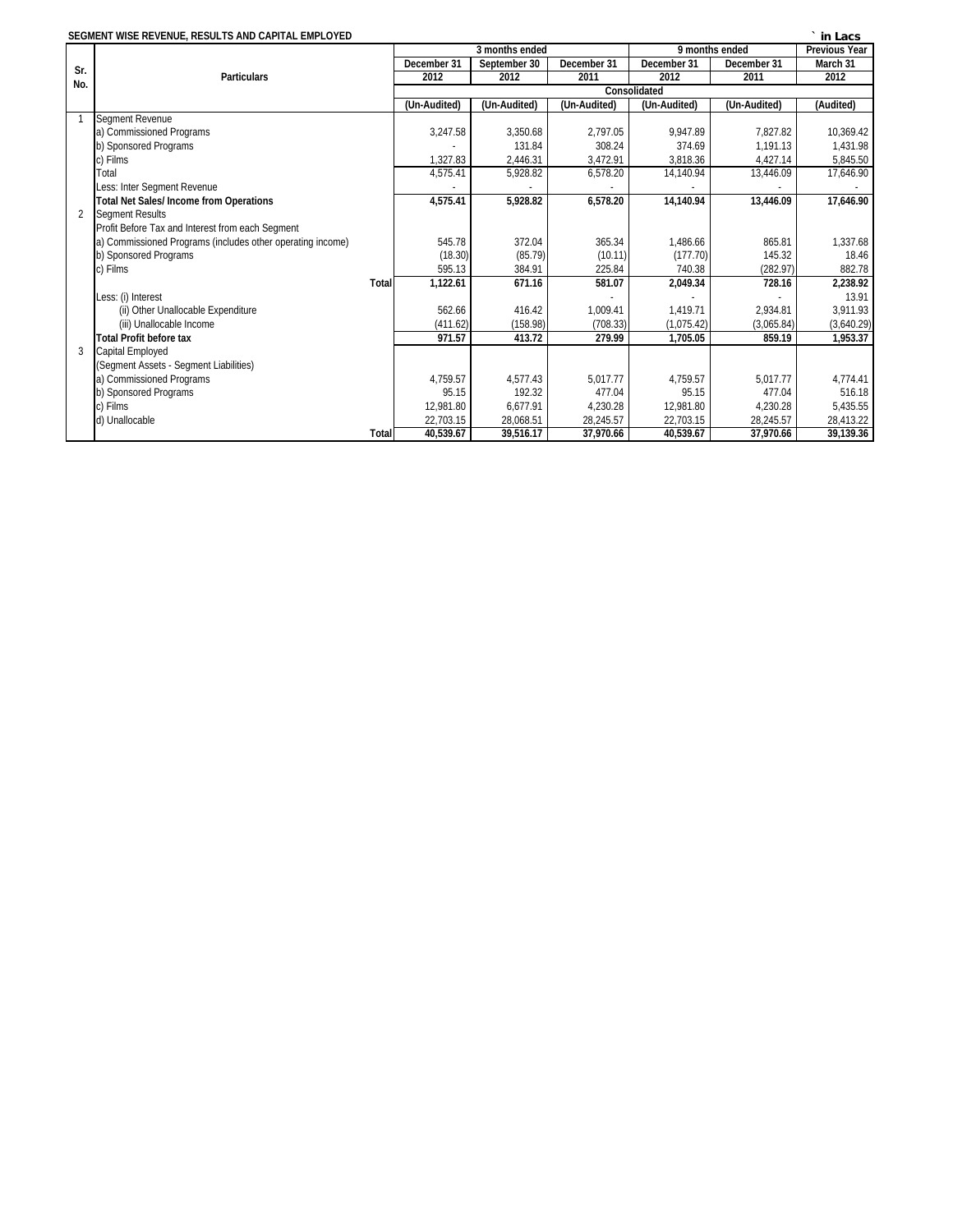**SEGMENT WISE REVENUE, RESULTS AND CAPITAL EMPLOYED**

` in Lacs

| Sr. No. | Particulars | 3 months ended | | | 9 months ended | | Previous Year |
|---|---|---|---|---|---|---|---|
| | | December 31 2012 | September 30 2012 | December 31 2011 | December 31 2012 | December 31 2011 | March 31 2012 |
| | | Consolidated | | | | | |
| | | (Un-Audited) | (Un-Audited) | (Un-Audited) | (Un-Audited) | (Un-Audited) | (Audited) |
| 1 | Segment Revenue | | | | | | |
| | a) Commissioned Programs | 3,247.58 | 3,350.68 | 2,797.05 | 9,947.89 | 7,827.82 | 10,369.42 |
| | b) Sponsored Programs | - | 131.84 | 308.24 | 374.69 | 1,191.13 | 1,431.98 |
| | c) Films | 1,327.83 | 2,446.31 | 3,472.91 | 3,818.36 | 4,427.14 | 5,845.50 |
| | Total | 4,575.41 | 5,928.82 | 6,578.20 | 14,140.94 | 13,446.09 | 17,646.90 |
| | Less: Inter Segment Revenue | - | - | - | - | - | - |
| | **Total Net Sales/ Income from Operations** | **4,575.41** | **5,928.82** | **6,578.20** | **14,140.94** | **13,446.09** | **17,646.90** |
| 2 | Segment Results | | | | | | |
| | Profit Before Tax and Interest from each Segment | | | | | | |
| | a) Commissioned Programs (includes other operating income) | 545.78 | 372.04 | 365.34 | 1,486.66 | 865.81 | 1,337.68 |
| | b) Sponsored Programs | (18.30) | (85.79) | (10.11) | (177.70) | 145.32 | 18.46 |
| | c) Films | 595.13 | 384.91 | 225.84 | 740.38 | (282.97) | 882.78 |
| | **Total** | **1,122.61** | **671.16** | **581.07** | **2,049.34** | **728.16** | **2,238.92** |
| | Less: (i) Interest | | | - | - | - | 13.91 |
| | (ii) Other Unallocable Expenditure | 562.66 | 416.42 | 1,009.41 | 1,419.71 | 2,934.81 | 3,911.93 |
| | (iii) Unallocable Income | (411.62) | (158.98) | (708.33) | (1,075.42) | (3,065.84) | (3,640.29) |
| | **Total Profit before tax** | **971.57** | **413.72** | **279.99** | **1,705.05** | **859.19** | **1,953.37** |
| 3 | Capital Employed | | | | | | |
| | (Segment Assets - Segment Liabilities) | | | | | | |
| | a) Commissioned Programs | 4,759.57 | 4,577.43 | 5,017.77 | 4,759.57 | 5,017.77 | 4,774.41 |
| | b) Sponsored Programs | 95.15 | 192.32 | 477.04 | 95.15 | 477.04 | 516.18 |
| | c) Films | 12,981.80 | 6,677.91 | 4,230.28 | 12,981.80 | 4,230.28 | 5,435.55 |
| | d) Unallocable | 22,703.15 | 28,068.51 | 28,245.57 | 22,703.15 | 28,245.57 | 28,413.22 |
| | **Total** | **40,539.67** | **39,516.17** | **37,970.66** | **40,539.67** | **37,970.66** | **39,139.36** |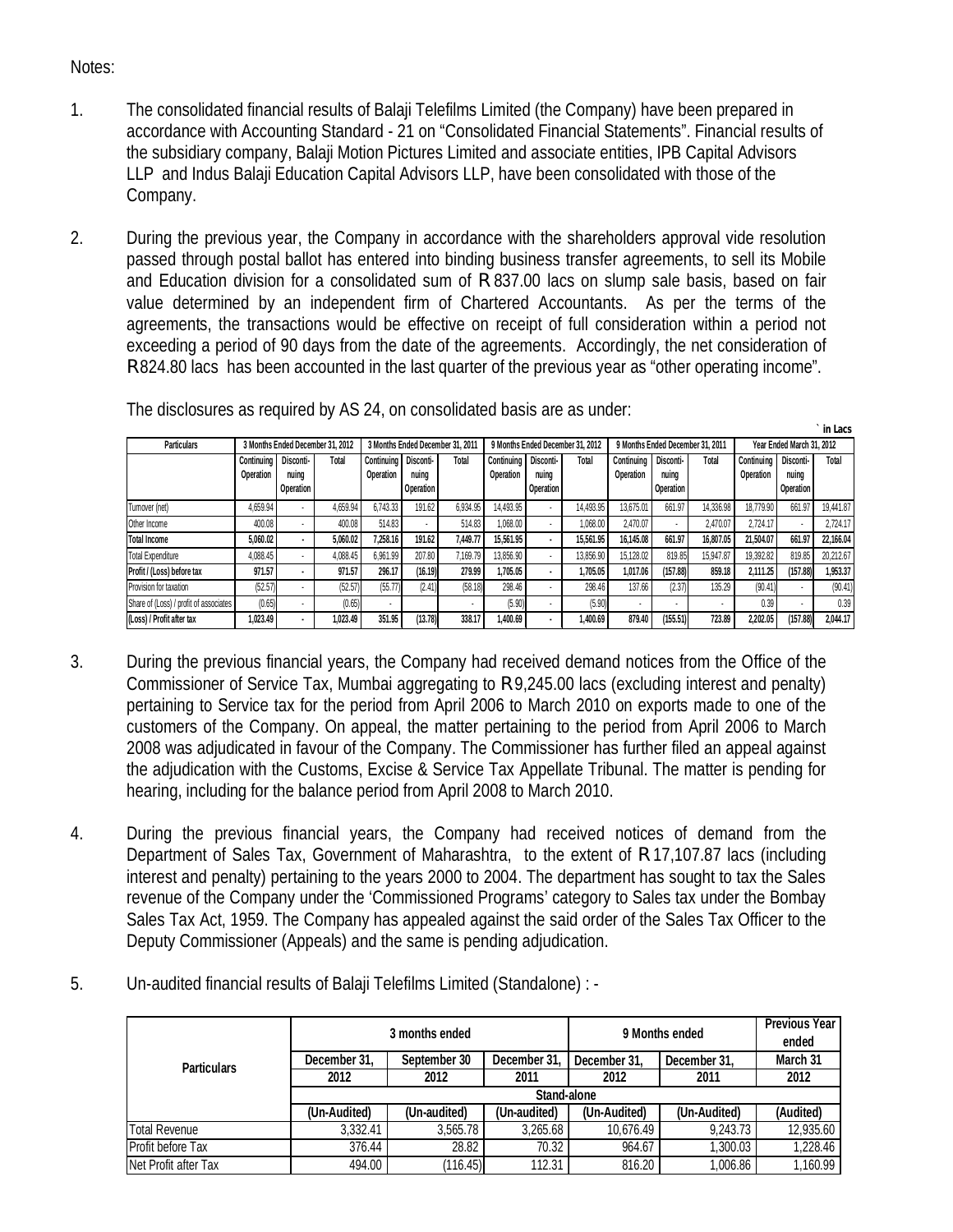Notes:

1. The consolidated financial results of Balaji Telefilms Limited (the Company) have been prepared in accordance with Accounting Standard - 21 on "Consolidated Financial Statements". Financial results of the subsidiary company, Balaji Motion Pictures Limited and associate entities, IPB Capital Advisors LLP and Indus Balaji Education Capital Advisors LLP, have been consolidated with those of the Company.

2. During the previous year, the Company in accordance with the shareholders approval vide resolution passed through postal ballot has entered into binding business transfer agreements, to sell its Mobile and Education division for a consolidated sum of R 837.00 lacs on slump sale basis, based on fair value determined by an independent firm of Chartered Accountants. As per the terms of the agreements, the transactions would be effective on receipt of full consideration within a period not exceeding a period of 90 days from the date of the agreements. Accordingly, the net consideration of R824.80 lacs has been accounted in the last quarter of the previous year as "other operating income".

   The disclosures as required by AS 24, on consolidated basis are as under:

` in Lacs

| Particulars | 3 Months Ended December 31, 2012 | | | 3 Months Ended December 31, 2011 | | | 9 Months Ended December 31, 2012 | | | 9 Months Ended December 31, 2011 | | | Year Ended March 31, 2012 | | |
|---|---|---|---|---|---|---|---|---|---|---|---|---|---|---|---|
| | Continuing Operation | Disconti-nuing Operation | Total | Continuing Operation | Disconti-nuing Operation | Total | Continuing Operation | Disconti-nuing Operation | Total | Continuing Operation | Disconti-nuing Operation | Total | Continuing Operation | Disconti-nuing Operation | Total |
| Turnover (net) | 4,659.94 | - | 4,659.94 | 6,743.33 | 191.62 | 6,934.95 | 14,493.95 | - | 14,493.95 | 13,675.01 | 661.97 | 14,336.98 | 18,779.90 | 661.97 | 19,441.87 |
| Other Income | 400.08 | - | 400.08 | 514.83 | - | 514.83 | 1,068.00 | - | 1,068.00 | 2,470.07 | - | 2,470.07 | 2,724.17 | - | 2,724.17 |
| **Total Income** | **5,060.02** | **-** | **5,060.02** | **7,258.16** | **191.62** | **7,449.77** | **15,561.95** | **-** | **15,561.95** | **16,145.08** | **661.97** | **16,807.05** | **21,504.07** | **661.97** | **22,166.04** |
| Total Expenditure | 4,088.45 | - | 4,088.45 | 6,961.99 | 207.80 | 7,169.79 | 13,856.90 | - | 13,856.90 | 15,128.02 | 819.85 | 15,947.87 | 19,392.82 | 819.85 | 20,212.67 |
| **Profit / (Loss) before tax** | **971.57** | **-** | **971.57** | **296.17** | **(16.19)** | **279.99** | **1,705.05** | **-** | **1,705.05** | **1,017.06** | **(157.88)** | **859.18** | **2,111.25** | **(157.88)** | **1,953.37** |
| Provision for taxation | (52.57) | - | (52.57) | (55.77) | (2.41) | (58.18) | 298.46 | - | 298.46 | 137.66 | (2.37) | 135.29 | (90.41) | - | (90.41) |
| Share of (Loss) / profit of associates | (0.65) | - | (0.65) | - | | - | (5.90) | - | (5.90) | - | - | - | 0.39 | - | 0.39 |
| **(Loss) / Profit after tax** | **1,023.49** | **-** | **1,023.49** | **351.95** | **(13.78)** | **338.17** | **1,400.69** | **-** | **1,400.69** | **879.40** | **(155.51)** | **723.89** | **2,202.05** | **(157.88)** | **2,044.17** |

3. During the previous financial years, the Company had received demand notices from the Office of the Commissioner of Service Tax, Mumbai aggregating to R9,245.00 lacs (excluding interest and penalty) pertaining to Service tax for the period from April 2006 to March 2010 on exports made to one of the customers of the Company. On appeal, the matter pertaining to the period from April 2006 to March 2008 was adjudicated in favour of the Company. The Commissioner has further filed an appeal against the adjudication with the Customs, Excise & Service Tax Appellate Tribunal. The matter is pending for hearing, including for the balance period from April 2008 to March 2010.

4. During the previous financial years, the Company had received notices of demand from the Department of Sales Tax, Government of Maharashtra, to the extent of R 17,107.87 lacs (including interest and penalty) pertaining to the years 2000 to 2004. The department has sought to tax the Sales revenue of the Company under the 'Commissioned Programs' category to Sales tax under the Bombay Sales Tax Act, 1959. The Company has appealed against the said order of the Sales Tax Officer to the Deputy Commissioner (Appeals) and the same is pending adjudication.

5. Un-audited financial results of Balaji Telefilms Limited (Standalone) : -

| Particulars | 3 months ended | | | 9 Months ended | | Previous Year ended |
|---|---|---|---|---|---|---|
| | December 31, 2012 | September 30 2012 | December 31, 2011 | December 31, 2012 | December 31, 2011 | March 31 2012 |
| | Stand-alone | | | | | |
| | (Un-Audited) | (Un-audited) | (Un-audited) | (Un-Audited) | (Un-Audited) | (Audited) |
| Total Revenue | 3,332.41 | 3,565.78 | 3,265.68 | 10,676.49 | 9,243.73 | 12,935.60 |
| Profit before Tax | 376.44 | 28.82 | 70.32 | 964.67 | 1,300.03 | 1,228.46 |
| Net Profit after Tax | 494.00 | (116.45) | 112.31 | 816.20 | 1,006.86 | 1,160.99 |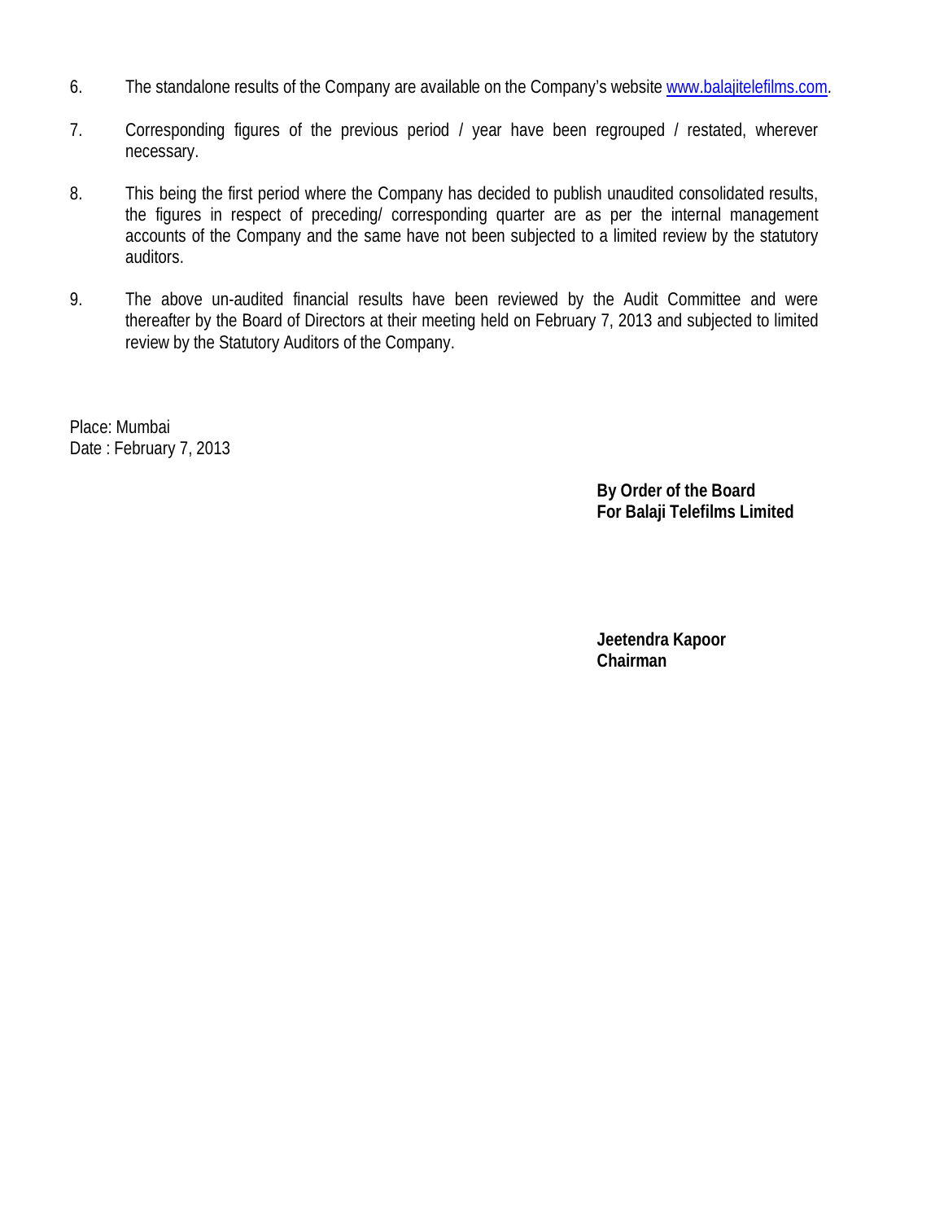6. The standalone results of the Company are available on the Company's website www.balajitelefilms.com.

7. Corresponding figures of the previous period / year have been regrouped / restated, wherever necessary.

8. This being the first period where the Company has decided to publish unaudited consolidated results, the figures in respect of preceding/ corresponding quarter are as per the internal management accounts of the Company and the same have not been subjected to a limited review by the statutory auditors.

9. The above un-audited financial results have been reviewed by the Audit Committee and were thereafter by the Board of Directors at their meeting held on February 7, 2013 and subjected to limited review by the Statutory Auditors of the Company.

Place: Mumbai
Date : February 7, 2013

**By Order of the Board**
**For Balaji Telefilms Limited**

**Jeetendra Kapoor**
**Chairman**